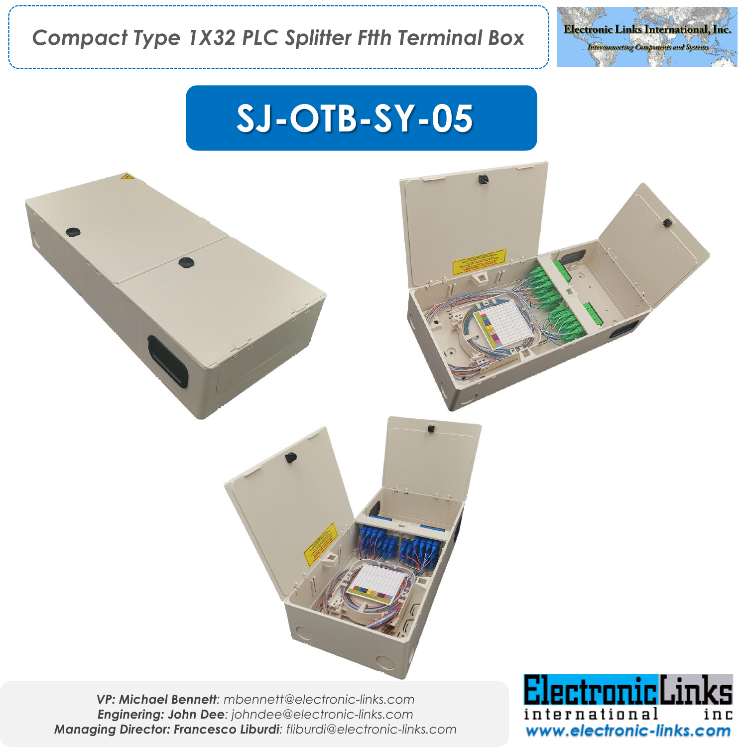# Compact Type 1X32 PLC Splitter Ftth Terminal Box

Electronic Links International, Inc.
*Interconnecting Components and Systems*

## SJ-OTB-SY-05

***VP: Michael Bennett**: mbennett@electronic-links.com*
***Enginering: John Dee**: johndee@electronic-links.com*
***Managing Director: Francesco Liburdi**: fliburdi@electronic-links.com*

ElectronicLinks international inc
www.electronic-links.com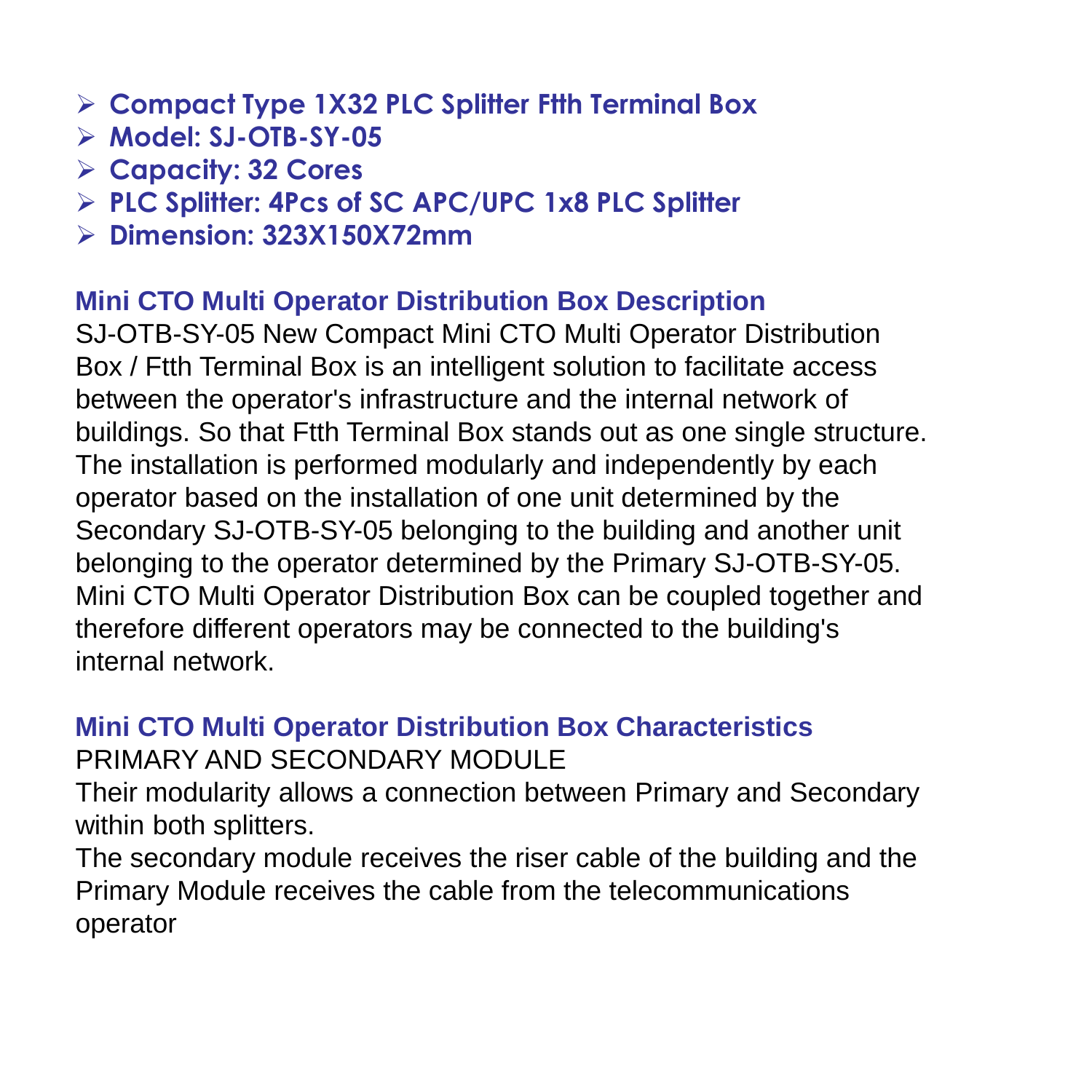- **Compact Type 1X32 PLC Splitter Ftth Terminal Box**
- **Model: SJ-OTB-SY-05**
- **Capacity: 32 Cores**
- **PLC Splitter: 4Pcs of SC APC/UPC 1x8 PLC Splitter**
- **Dimension: 323X150X72mm**

## Mini CTO Multi Operator Distribution Box Description

SJ-OTB-SY-05 New Compact Mini CTO Multi Operator Distribution Box / Ftth Terminal Box is an intelligent solution to facilitate access between the operator's infrastructure and the internal network of buildings. So that Ftth Terminal Box stands out as one single structure. The installation is performed modularly and independently by each operator based on the installation of one unit determined by the Secondary SJ-OTB-SY-05 belonging to the building and another unit belonging to the operator determined by the Primary SJ-OTB-SY-05. Mini CTO Multi Operator Distribution Box can be coupled together and therefore different operators may be connected to the building's internal network.

## Mini CTO Multi Operator Distribution Box Characteristics

PRIMARY AND SECONDARY MODULE

Their modularity allows a connection between Primary and Secondary within both splitters.

The secondary module receives the riser cable of the building and the Primary Module receives the cable from the telecommunications operator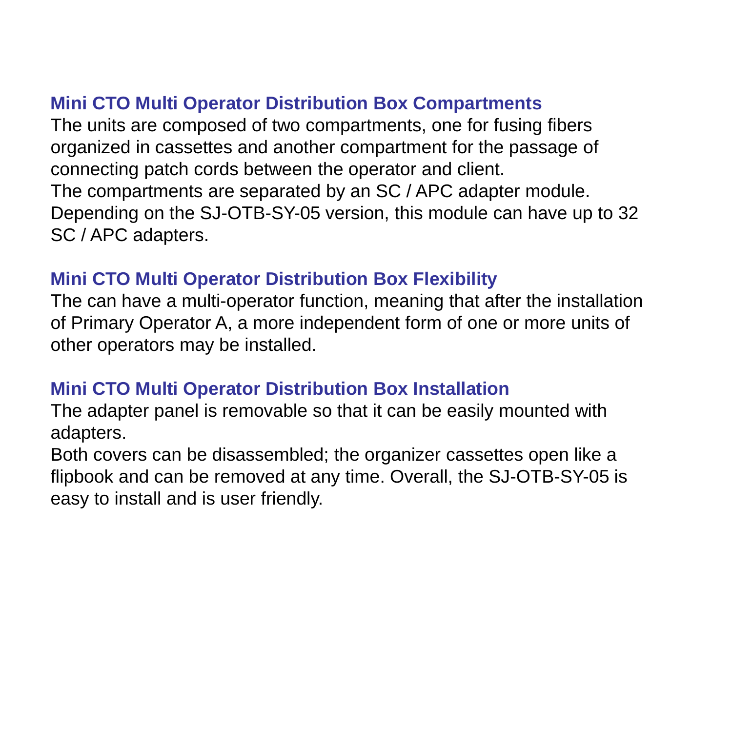### Mini CTO Multi Operator Distribution Box Compartments

The units are composed of two compartments, one for fusing fibers organized in cassettes and another compartment for the passage of connecting patch cords between the operator and client.
The compartments are separated by an SC / APC adapter module. Depending on the SJ-OTB-SY-05 version, this module can have up to 32 SC / APC adapters.

### Mini CTO Multi Operator Distribution Box Flexibility

The can have a multi-operator function, meaning that after the installation of Primary Operator A, a more independent form of one or more units of other operators may be installed.

### Mini CTO Multi Operator Distribution Box Installation

The adapter panel is removable so that it can be easily mounted with adapters.
Both covers can be disassembled; the organizer cassettes open like a flipbook and can be removed at any time. Overall, the SJ-OTB-SY-05 is easy to install and is user friendly.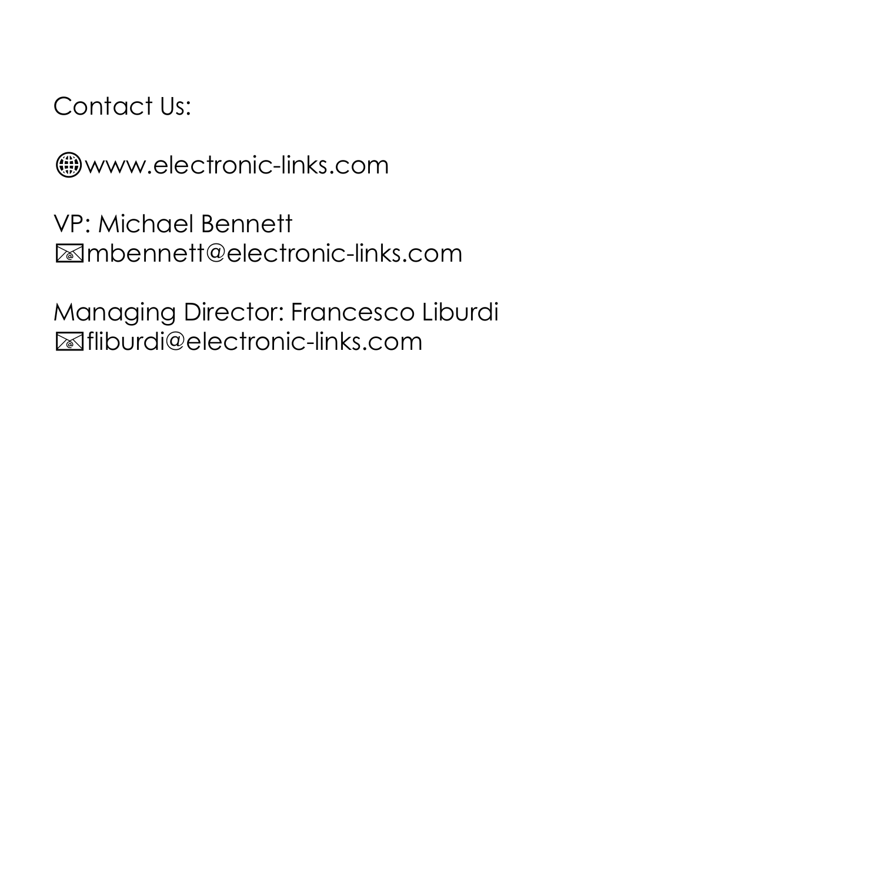Contact Us:

🌐www.electronic-links.com

VP: Michael Bennett
📧mbennett@electronic-links.com

Managing Director: Francesco Liburdi
📧fliburdi@electronic-links.com